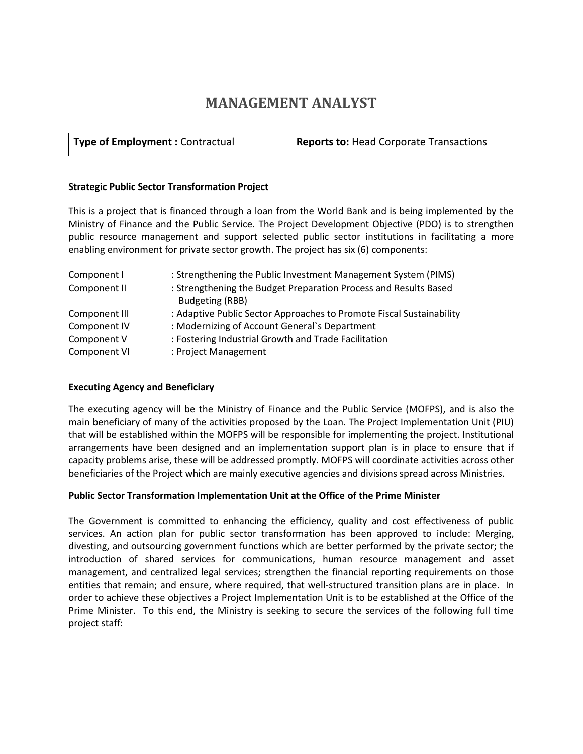# MANAGEMENT ANALYST

| **Type of Employment :** Contractual | **Reports to:** Head Corporate Transactions |
| --- | --- |

**Strategic Public Sector Transformation Project**

This is a project that is financed through a loan from the World Bank and is being implemented by the Ministry of Finance and the Public Service. The Project Development Objective (PDO) is to strengthen public resource management and support selected public sector institutions in facilitating a more enabling environment for private sector growth. The project has six (6) components:

| | |
| --- | --- |
| Component I | : Strengthening the Public Investment Management System (PIMS) |
| Component II | : Strengthening the Budget Preparation Process and Results Based Budgeting (RBB) |
| Component III | : Adaptive Public Sector Approaches to Promote Fiscal Sustainability |
| Component IV | : Modernizing of Account General`s Department |
| Component V | : Fostering Industrial Growth and Trade Facilitation |
| Component VI | : Project Management |

**Executing Agency and Beneficiary**

The executing agency will be the Ministry of Finance and the Public Service (MOFPS), and is also the main beneficiary of many of the activities proposed by the Loan. The Project Implementation Unit (PIU) that will be established within the MOFPS will be responsible for implementing the project. Institutional arrangements have been designed and an implementation support plan is in place to ensure that if capacity problems arise, these will be addressed promptly. MOFPS will coordinate activities across other beneficiaries of the Project which are mainly executive agencies and divisions spread across Ministries.

**Public Sector Transformation Implementation Unit at the Office of the Prime Minister**

The Government is committed to enhancing the efficiency, quality and cost effectiveness of public services. An action plan for public sector transformation has been approved to include: Merging, divesting, and outsourcing government functions which are better performed by the private sector; the introduction of shared services for communications, human resource management and asset management, and centralized legal services; strengthen the financial reporting requirements on those entities that remain; and ensure, where required, that well-structured transition plans are in place. In order to achieve these objectives a Project Implementation Unit is to be established at the Office of the Prime Minister. To this end, the Ministry is seeking to secure the services of the following full time project staff: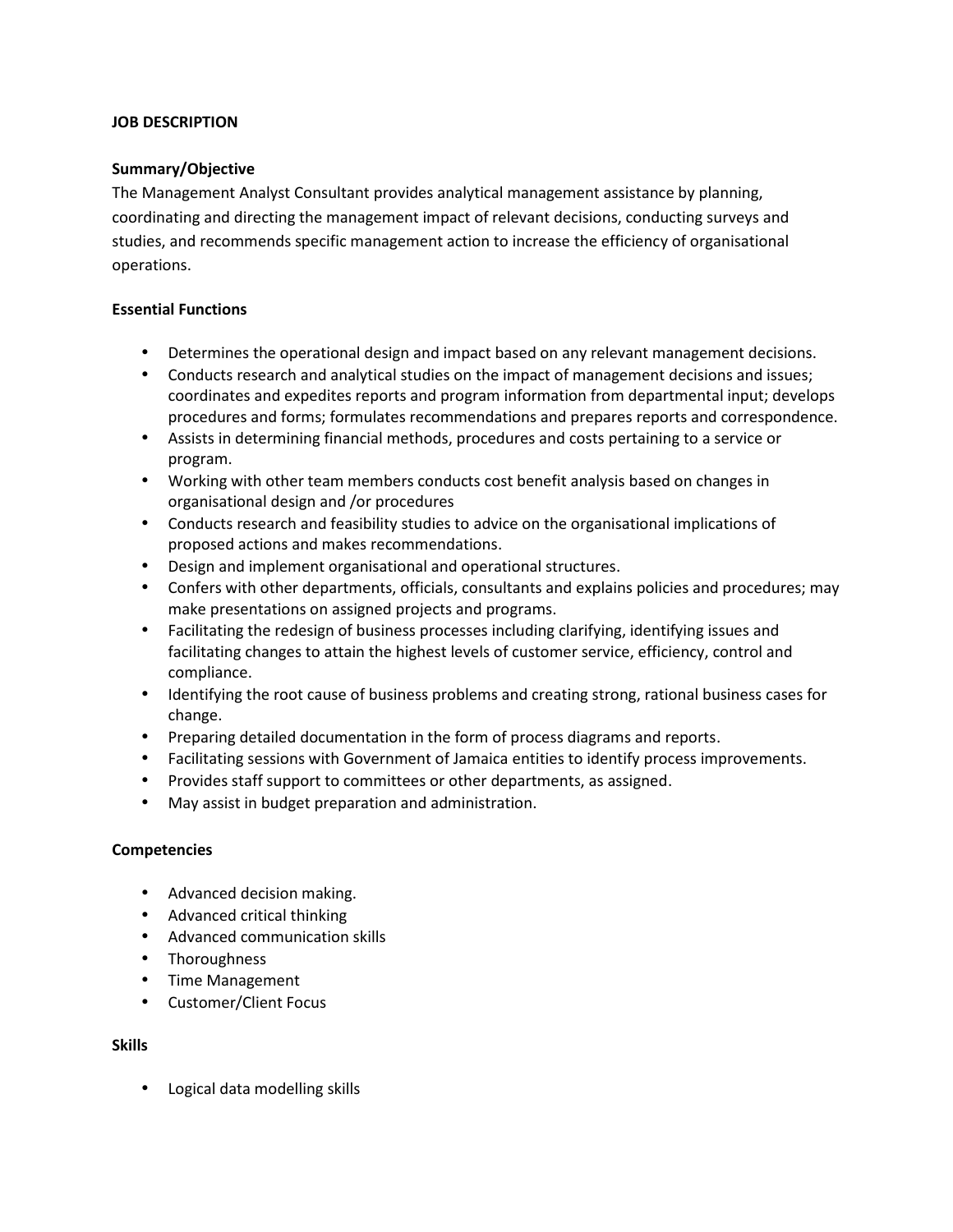**JOB DESCRIPTION**

**Summary/Objective**

The Management Analyst Consultant provides analytical management assistance by planning, coordinating and directing the management impact of relevant decisions, conducting surveys and studies, and recommends specific management action to increase the efficiency of organisational operations.

**Essential Functions**

- Determines the operational design and impact based on any relevant management decisions.
- Conducts research and analytical studies on the impact of management decisions and issues; coordinates and expedites reports and program information from departmental input; develops procedures and forms; formulates recommendations and prepares reports and correspondence.
- Assists in determining financial methods, procedures and costs pertaining to a service or program.
- Working with other team members conducts cost benefit analysis based on changes in organisational design and /or procedures
- Conducts research and feasibility studies to advice on the organisational implications of proposed actions and makes recommendations.
- Design and implement organisational and operational structures.
- Confers with other departments, officials, consultants and explains policies and procedures; may make presentations on assigned projects and programs.
- Facilitating the redesign of business processes including clarifying, identifying issues and facilitating changes to attain the highest levels of customer service, efficiency, control and compliance.
- Identifying the root cause of business problems and creating strong, rational business cases for change.
- Preparing detailed documentation in the form of process diagrams and reports.
- Facilitating sessions with Government of Jamaica entities to identify process improvements.
- Provides staff support to committees or other departments, as assigned.
- May assist in budget preparation and administration.

**Competencies**

- Advanced decision making.
- Advanced critical thinking
- Advanced communication skills
- Thoroughness
- Time Management
- Customer/Client Focus

**Skills**

- Logical data modelling skills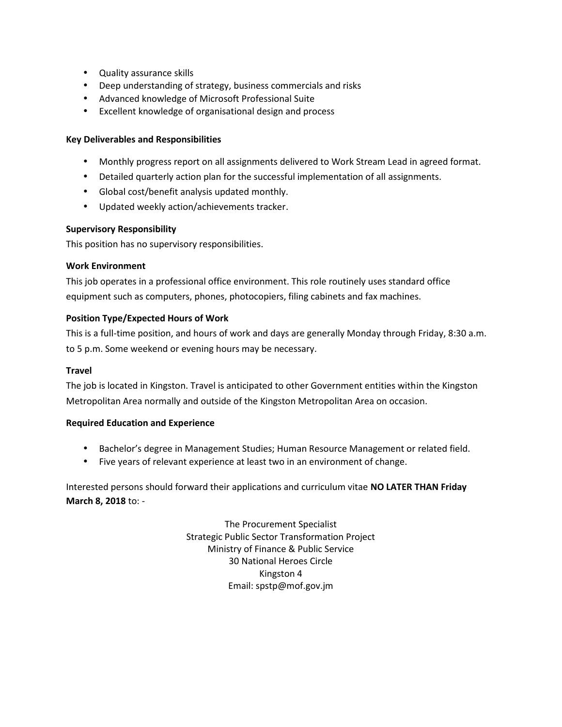- Quality assurance skills
- Deep understanding of strategy, business commercials and risks
- Advanced knowledge of Microsoft Professional Suite
- Excellent knowledge of organisational design and process

**Key Deliverables and Responsibilities**

- Monthly progress report on all assignments delivered to Work Stream Lead in agreed format.
- Detailed quarterly action plan for the successful implementation of all assignments.
- Global cost/benefit analysis updated monthly.
- Updated weekly action/achievements tracker.

**Supervisory Responsibility**

This position has no supervisory responsibilities.

**Work Environment**

This job operates in a professional office environment. This role routinely uses standard office equipment such as computers, phones, photocopiers, filing cabinets and fax machines.

**Position Type/Expected Hours of Work**

This is a full-time position, and hours of work and days are generally Monday through Friday, 8:30 a.m. to 5 p.m. Some weekend or evening hours may be necessary.

**Travel**

The job is located in Kingston. Travel is anticipated to other Government entities within the Kingston Metropolitan Area normally and outside of the Kingston Metropolitan Area on occasion.

**Required Education and Experience**

- Bachelor's degree in Management Studies; Human Resource Management or related field.
- Five years of relevant experience at least two in an environment of change.

Interested persons should forward their applications and curriculum vitae **NO LATER THAN Friday March 8, 2018** to: -

The Procurement Specialist
Strategic Public Sector Transformation Project
Ministry of Finance & Public Service
30 National Heroes Circle
Kingston 4
Email: spstp@mof.gov.jm